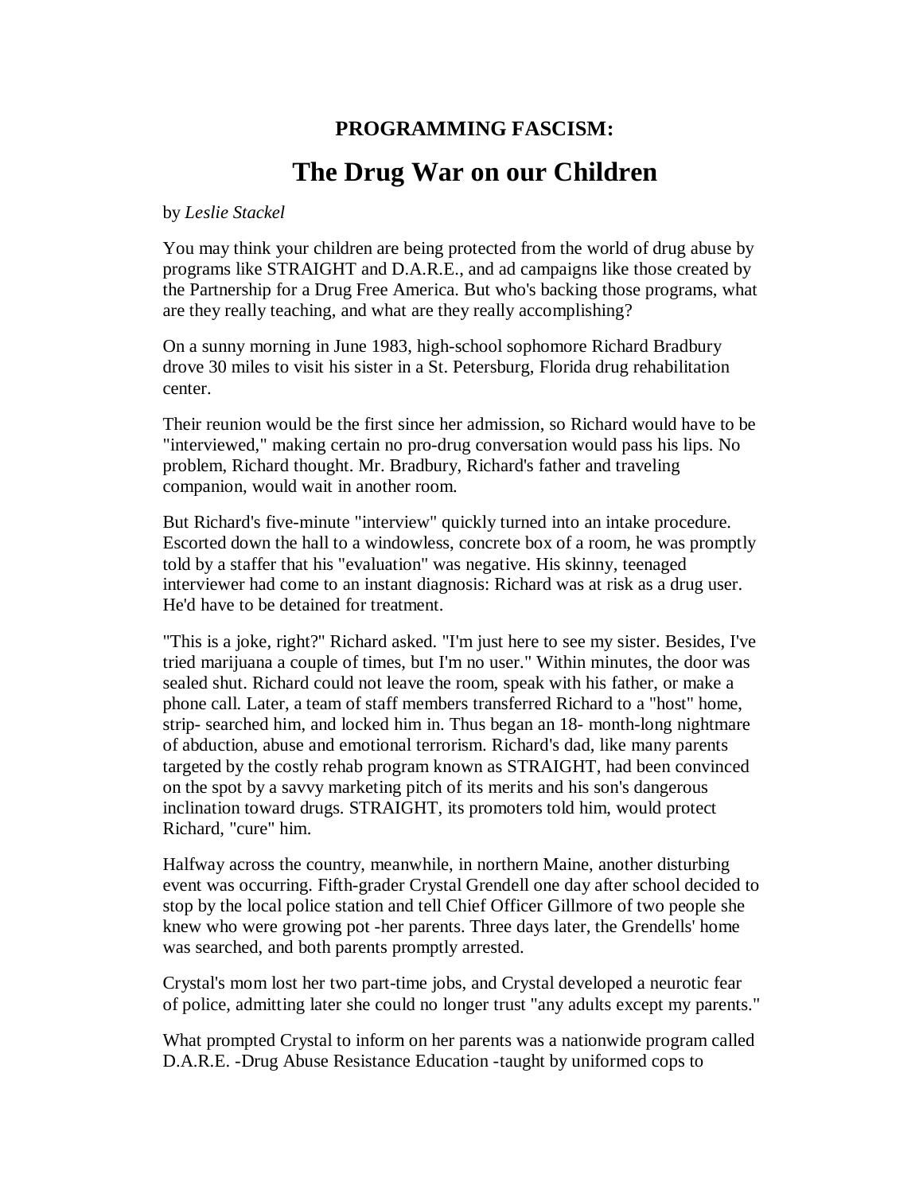**PROGRAMMING FASCISM:**

# The Drug War on our Children

by *Leslie Stackel*

You may think your children are being protected from the world of drug abuse by programs like STRAIGHT and D.A.R.E., and ad campaigns like those created by the Partnership for a Drug Free America. But who's backing those programs, what are they really teaching, and what are they really accomplishing?

On a sunny morning in June 1983, high-school sophomore Richard Bradbury drove 30 miles to visit his sister in a St. Petersburg, Florida drug rehabilitation center.

Their reunion would be the first since her admission, so Richard would have to be "interviewed," making certain no pro-drug conversation would pass his lips. No problem, Richard thought. Mr. Bradbury, Richard's father and traveling companion, would wait in another room.

But Richard's five-minute "interview" quickly turned into an intake procedure. Escorted down the hall to a windowless, concrete box of a room, he was promptly told by a staffer that his "evaluation" was negative. His skinny, teenaged interviewer had come to an instant diagnosis: Richard was at risk as a drug user. He'd have to be detained for treatment.

"This is a joke, right?" Richard asked. "I'm just here to see my sister. Besides, I've tried marijuana a couple of times, but I'm no user." Within minutes, the door was sealed shut. Richard could not leave the room, speak with his father, or make a phone call. Later, a team of staff members transferred Richard to a "host" home, strip- searched him, and locked him in. Thus began an 18- month-long nightmare of abduction, abuse and emotional terrorism. Richard's dad, like many parents targeted by the costly rehab program known as STRAIGHT, had been convinced on the spot by a savvy marketing pitch of its merits and his son's dangerous inclination toward drugs. STRAIGHT, its promoters told him, would protect Richard, "cure" him.

Halfway across the country, meanwhile, in northern Maine, another disturbing event was occurring. Fifth-grader Crystal Grendell one day after school decided to stop by the local police station and tell Chief Officer Gillmore of two people she knew who were growing pot -her parents. Three days later, the Grendells' home was searched, and both parents promptly arrested.

Crystal's mom lost her two part-time jobs, and Crystal developed a neurotic fear of police, admitting later she could no longer trust "any adults except my parents."

What prompted Crystal to inform on her parents was a nationwide program called D.A.R.E. -Drug Abuse Resistance Education -taught by uniformed cops to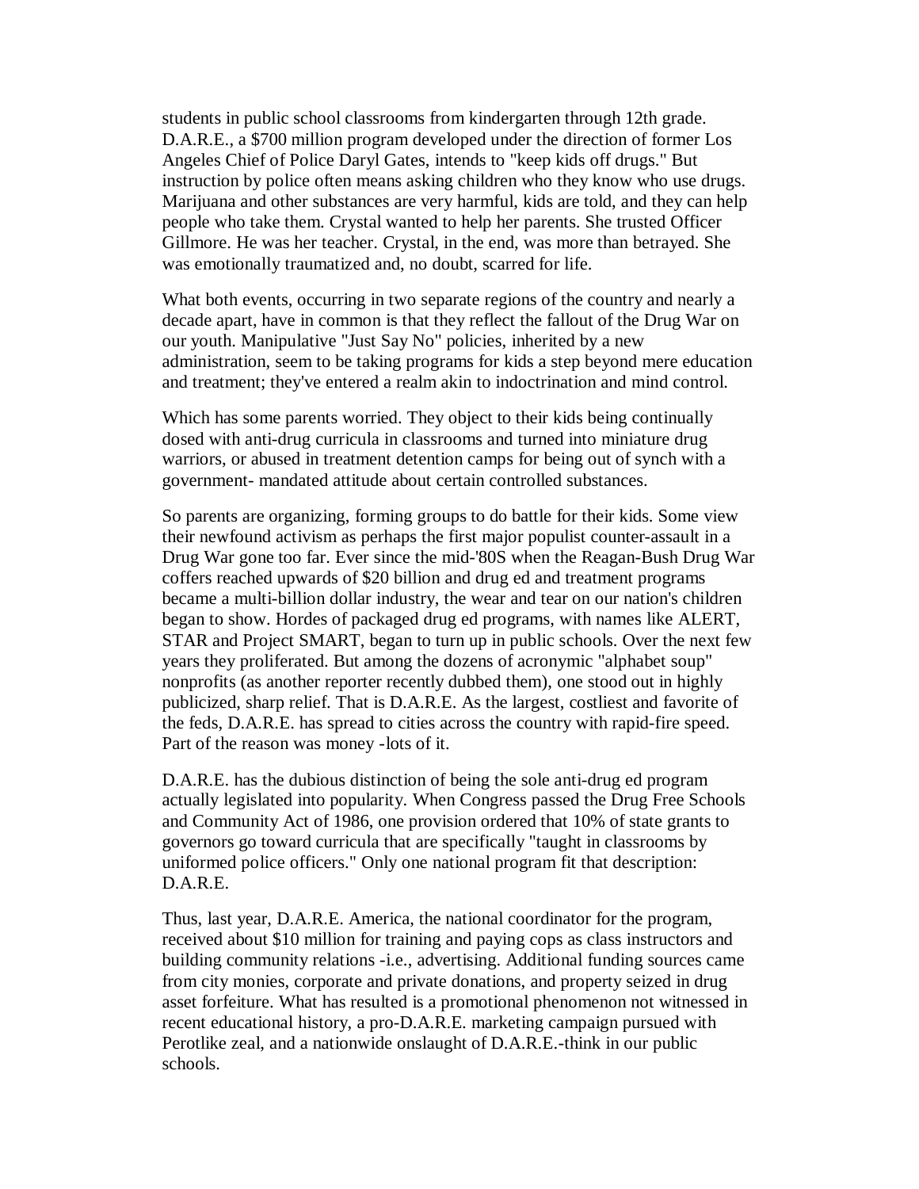students in public school classrooms from kindergarten through 12th grade. D.A.R.E., a $700 million program developed under the direction of former Los Angeles Chief of Police Daryl Gates, intends to "keep kids off drugs." But instruction by police often means asking children who they know who use drugs. Marijuana and other substances are very harmful, kids are told, and they can help people who take them. Crystal wanted to help her parents. She trusted Officer Gillmore. He was her teacher. Crystal, in the end, was more than betrayed. She was emotionally traumatized and, no doubt, scarred for life.

What both events, occurring in two separate regions of the country and nearly a decade apart, have in common is that they reflect the fallout of the Drug War on our youth. Manipulative "Just Say No" policies, inherited by a new administration, seem to be taking programs for kids a step beyond mere education and treatment; they've entered a realm akin to indoctrination and mind control.

Which has some parents worried. They object to their kids being continually dosed with anti-drug curricula in classrooms and turned into miniature drug warriors, or abused in treatment detention camps for being out of synch with a government- mandated attitude about certain controlled substances.

So parents are organizing, forming groups to do battle for their kids. Some view their newfound activism as perhaps the first major populist counter-assault in a Drug War gone too far. Ever since the mid-'80S when the Reagan-Bush Drug War coffers reached upwards of $20 billion and drug ed and treatment programs became a multi-billion dollar industry, the wear and tear on our nation's children began to show. Hordes of packaged drug ed programs, with names like ALERT, STAR and Project SMART, began to turn up in public schools. Over the next few years they proliferated. But among the dozens of acronymic "alphabet soup" nonprofits (as another reporter recently dubbed them), one stood out in highly publicized, sharp relief. That is D.A.R.E. As the largest, costliest and favorite of the feds, D.A.R.E. has spread to cities across the country with rapid-fire speed. Part of the reason was money -lots of it.

D.A.R.E. has the dubious distinction of being the sole anti-drug ed program actually legislated into popularity. When Congress passed the Drug Free Schools and Community Act of 1986, one provision ordered that 10% of state grants to governors go toward curricula that are specifically "taught in classrooms by uniformed police officers." Only one national program fit that description: D.A.R.E.

Thus, last year, D.A.R.E. America, the national coordinator for the program, received about $10 million for training and paying cops as class instructors and building community relations -i.e., advertising. Additional funding sources came from city monies, corporate and private donations, and property seized in drug asset forfeiture. What has resulted is a promotional phenomenon not witnessed in recent educational history, a pro-D.A.R.E. marketing campaign pursued with Perotlike zeal, and a nationwide onslaught of D.A.R.E.-think in our public schools.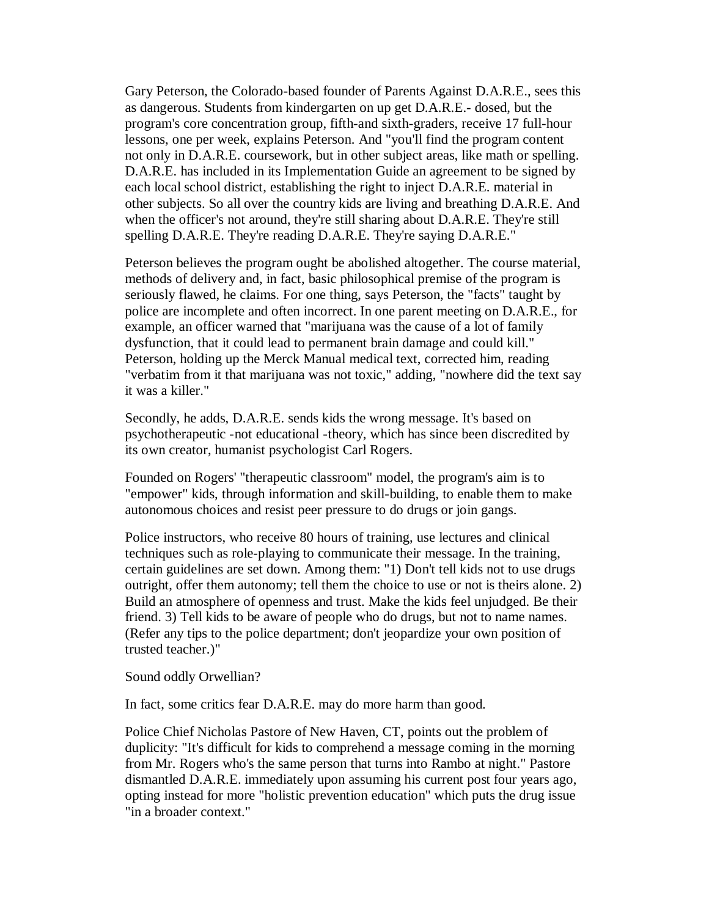Gary Peterson, the Colorado-based founder of Parents Against D.A.R.E., sees this as dangerous. Students from kindergarten on up get D.A.R.E.- dosed, but the program's core concentration group, fifth-and sixth-graders, receive 17 full-hour lessons, one per week, explains Peterson. And "you'll find the program content not only in D.A.R.E. coursework, but in other subject areas, like math or spelling. D.A.R.E. has included in its Implementation Guide an agreement to be signed by each local school district, establishing the right to inject D.A.R.E. material in other subjects. So all over the country kids are living and breathing D.A.R.E. And when the officer's not around, they're still sharing about D.A.R.E. They're still spelling D.A.R.E. They're reading D.A.R.E. They're saying D.A.R.E."

Peterson believes the program ought be abolished altogether. The course material, methods of delivery and, in fact, basic philosophical premise of the program is seriously flawed, he claims. For one thing, says Peterson, the "facts" taught by police are incomplete and often incorrect. In one parent meeting on D.A.R.E., for example, an officer warned that "marijuana was the cause of a lot of family dysfunction, that it could lead to permanent brain damage and could kill." Peterson, holding up the Merck Manual medical text, corrected him, reading "verbatim from it that marijuana was not toxic," adding, "nowhere did the text say it was a killer."

Secondly, he adds, D.A.R.E. sends kids the wrong message. It's based on psychotherapeutic -not educational -theory, which has since been discredited by its own creator, humanist psychologist Carl Rogers.

Founded on Rogers' "therapeutic classroom" model, the program's aim is to "empower" kids, through information and skill-building, to enable them to make autonomous choices and resist peer pressure to do drugs or join gangs.

Police instructors, who receive 80 hours of training, use lectures and clinical techniques such as role-playing to communicate their message. In the training, certain guidelines are set down. Among them: "1) Don't tell kids not to use drugs outright, offer them autonomy; tell them the choice to use or not is theirs alone. 2) Build an atmosphere of openness and trust. Make the kids feel unjudged. Be their friend. 3) Tell kids to be aware of people who do drugs, but not to name names. (Refer any tips to the police department; don't jeopardize your own position of trusted teacher.)"

Sound oddly Orwellian?

In fact, some critics fear D.A.R.E. may do more harm than good.

Police Chief Nicholas Pastore of New Haven, CT, points out the problem of duplicity: "It's difficult for kids to comprehend a message coming in the morning from Mr. Rogers who's the same person that turns into Rambo at night." Pastore dismantled D.A.R.E. immediately upon assuming his current post four years ago, opting instead for more "holistic prevention education" which puts the drug issue "in a broader context."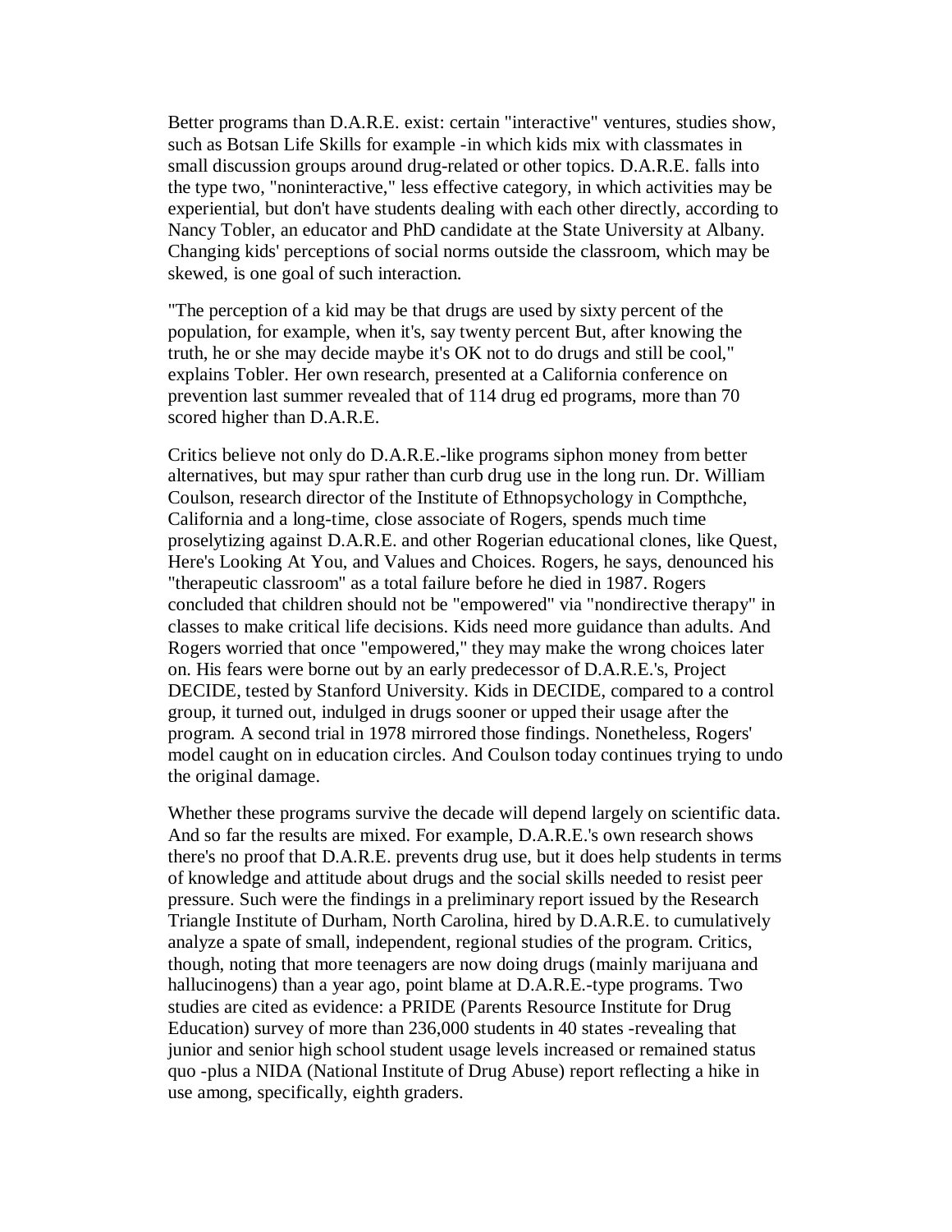Better programs than D.A.R.E. exist: certain "interactive" ventures, studies show, such as Botsan Life Skills for example -in which kids mix with classmates in small discussion groups around drug-related or other topics. D.A.R.E. falls into the type two, "noninteractive," less effective category, in which activities may be experiential, but don't have students dealing with each other directly, according to Nancy Tobler, an educator and PhD candidate at the State University at Albany. Changing kids' perceptions of social norms outside the classroom, which may be skewed, is one goal of such interaction.

"The perception of a kid may be that drugs are used by sixty percent of the population, for example, when it's, say twenty percent But, after knowing the truth, he or she may decide maybe it's OK not to do drugs and still be cool," explains Tobler. Her own research, presented at a California conference on prevention last summer revealed that of 114 drug ed programs, more than 70 scored higher than D.A.R.E.

Critics believe not only do D.A.R.E.-like programs siphon money from better alternatives, but may spur rather than curb drug use in the long run. Dr. William Coulson, research director of the Institute of Ethnopsychology in Compthche, California and a long-time, close associate of Rogers, spends much time proselytizing against D.A.R.E. and other Rogerian educational clones, like Quest, Here's Looking At You, and Values and Choices. Rogers, he says, denounced his "therapeutic classroom" as a total failure before he died in 1987. Rogers concluded that children should not be "empowered" via "nondirective therapy" in classes to make critical life decisions. Kids need more guidance than adults. And Rogers worried that once "empowered," they may make the wrong choices later on. His fears were borne out by an early predecessor of D.A.R.E.'s, Project DECIDE, tested by Stanford University. Kids in DECIDE, compared to a control group, it turned out, indulged in drugs sooner or upped their usage after the program. A second trial in 1978 mirrored those findings. Nonetheless, Rogers' model caught on in education circles. And Coulson today continues trying to undo the original damage.

Whether these programs survive the decade will depend largely on scientific data. And so far the results are mixed. For example, D.A.R.E.'s own research shows there's no proof that D.A.R.E. prevents drug use, but it does help students in terms of knowledge and attitude about drugs and the social skills needed to resist peer pressure. Such were the findings in a preliminary report issued by the Research Triangle Institute of Durham, North Carolina, hired by D.A.R.E. to cumulatively analyze a spate of small, independent, regional studies of the program. Critics, though, noting that more teenagers are now doing drugs (mainly marijuana and hallucinogens) than a year ago, point blame at D.A.R.E.-type programs. Two studies are cited as evidence: a PRIDE (Parents Resource Institute for Drug Education) survey of more than 236,000 students in 40 states -revealing that junior and senior high school student usage levels increased or remained status quo -plus a NIDA (National Institute of Drug Abuse) report reflecting a hike in use among, specifically, eighth graders.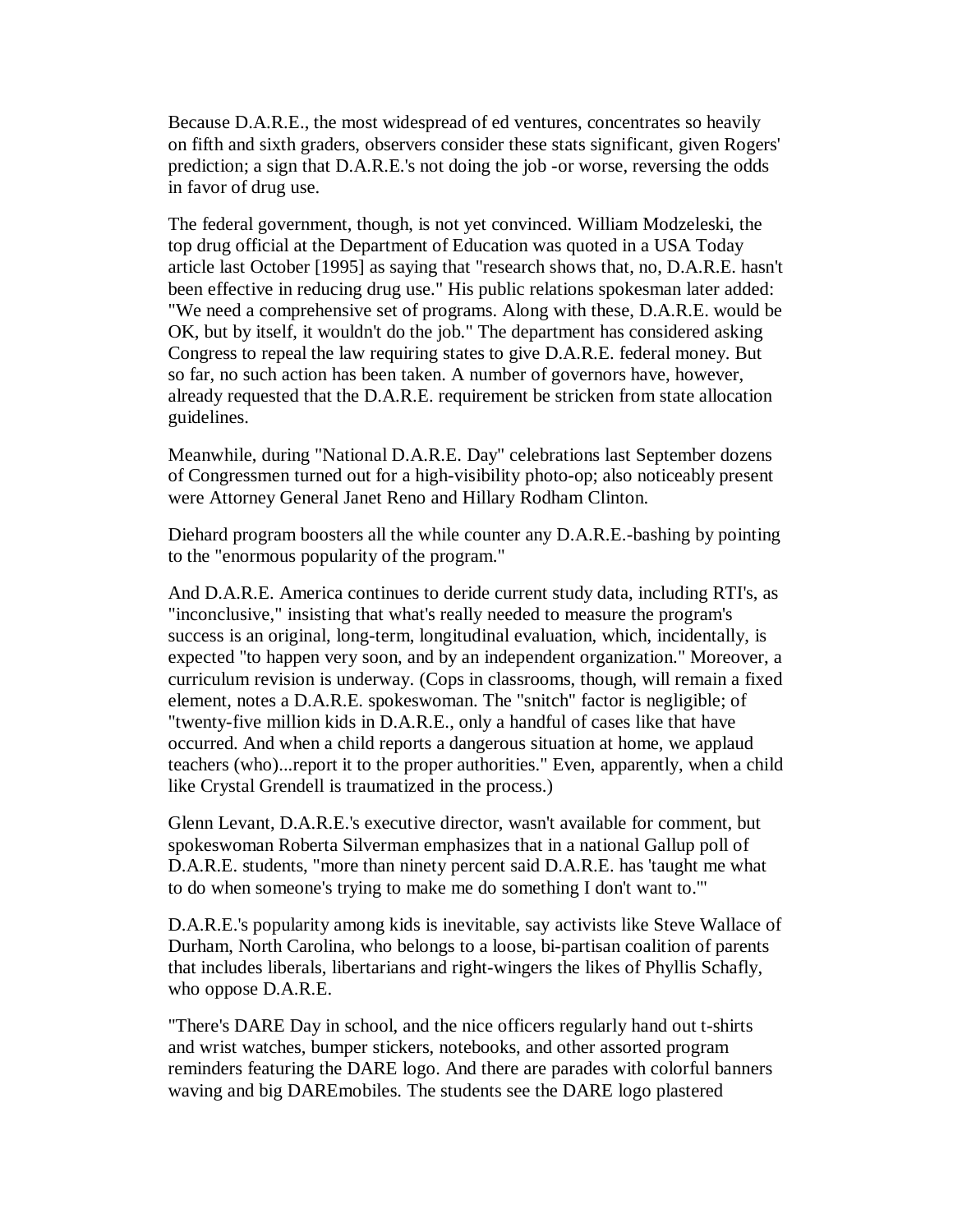Because D.A.R.E., the most widespread of ed ventures, concentrates so heavily on fifth and sixth graders, observers consider these stats significant, given Rogers' prediction; a sign that D.A.R.E.'s not doing the job -or worse, reversing the odds in favor of drug use.

The federal government, though, is not yet convinced. William Modzeleski, the top drug official at the Department of Education was quoted in a USA Today article last October [1995] as saying that "research shows that, no, D.A.R.E. hasn't been effective in reducing drug use." His public relations spokesman later added: "We need a comprehensive set of programs. Along with these, D.A.R.E. would be OK, but by itself, it wouldn't do the job." The department has considered asking Congress to repeal the law requiring states to give D.A.R.E. federal money. But so far, no such action has been taken. A number of governors have, however, already requested that the D.A.R.E. requirement be stricken from state allocation guidelines.

Meanwhile, during "National D.A.R.E. Day" celebrations last September dozens of Congressmen turned out for a high-visibility photo-op; also noticeably present were Attorney General Janet Reno and Hillary Rodham Clinton.

Diehard program boosters all the while counter any D.A.R.E.-bashing by pointing to the "enormous popularity of the program."

And D.A.R.E. America continues to deride current study data, including RTI's, as "inconclusive," insisting that what's really needed to measure the program's success is an original, long-term, longitudinal evaluation, which, incidentally, is expected "to happen very soon, and by an independent organization." Moreover, a curriculum revision is underway. (Cops in classrooms, though, will remain a fixed element, notes a D.A.R.E. spokeswoman. The "snitch" factor is negligible; of "twenty-five million kids in D.A.R.E., only a handful of cases like that have occurred. And when a child reports a dangerous situation at home, we applaud teachers (who)...report it to the proper authorities." Even, apparently, when a child like Crystal Grendell is traumatized in the process.)

Glenn Levant, D.A.R.E.'s executive director, wasn't available for comment, but spokeswoman Roberta Silverman emphasizes that in a national Gallup poll of D.A.R.E. students, "more than ninety percent said D.A.R.E. has 'taught me what to do when someone's trying to make me do something I don't want to.'"

D.A.R.E.'s popularity among kids is inevitable, say activists like Steve Wallace of Durham, North Carolina, who belongs to a loose, bi-partisan coalition of parents that includes liberals, libertarians and right-wingers the likes of Phyllis Schafly, who oppose D.A.R.E.

"There's DARE Day in school, and the nice officers regularly hand out t-shirts and wrist watches, bumper stickers, notebooks, and other assorted program reminders featuring the DARE logo. And there are parades with colorful banners waving and big DAREmobiles. The students see the DARE logo plastered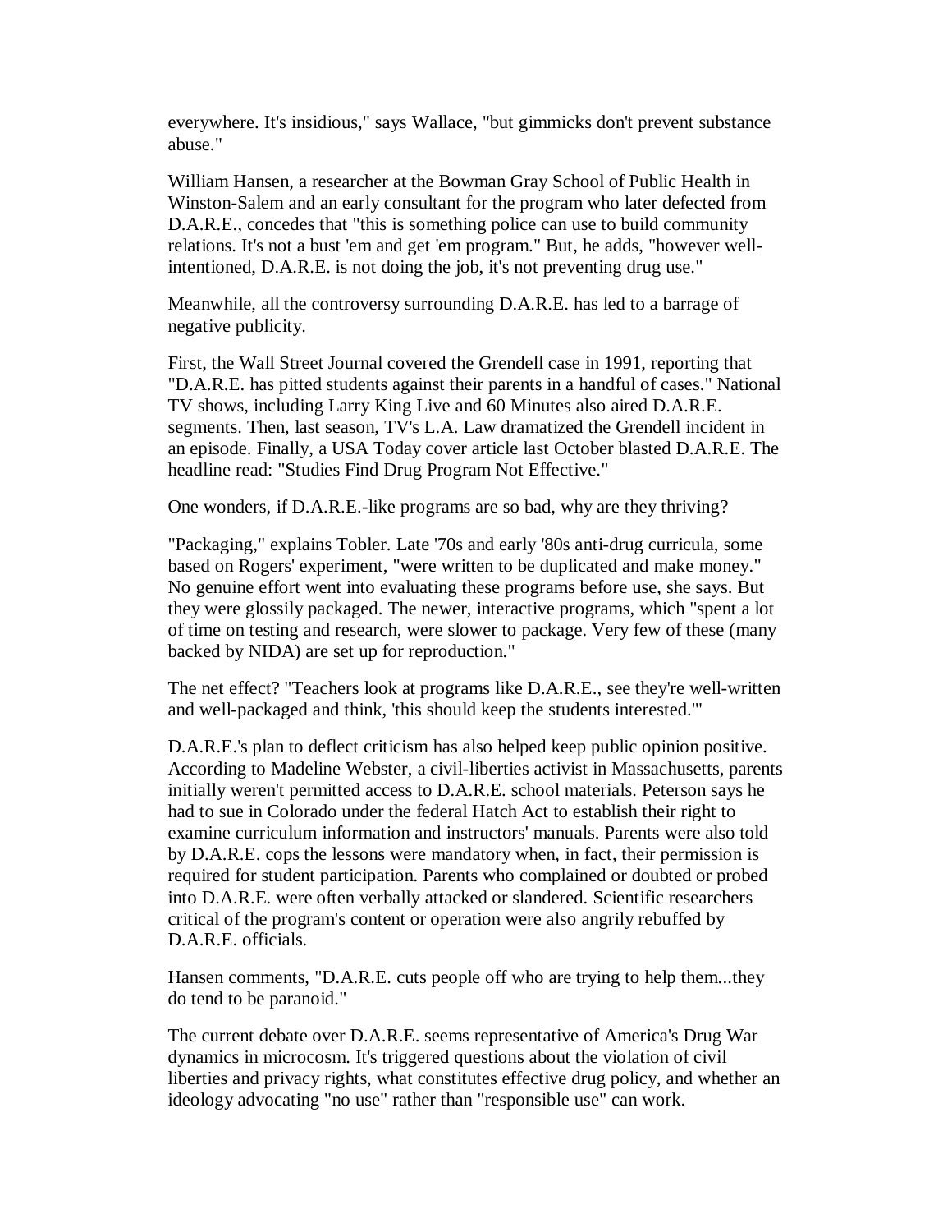everywhere. It's insidious," says Wallace, "but gimmicks don't prevent substance abuse."

William Hansen, a researcher at the Bowman Gray School of Public Health in Winston-Salem and an early consultant for the program who later defected from D.A.R.E., concedes that "this is something police can use to build community relations. It's not a bust 'em and get 'em program." But, he adds, "however well-intentioned, D.A.R.E. is not doing the job, it's not preventing drug use."

Meanwhile, all the controversy surrounding D.A.R.E. has led to a barrage of negative publicity.

First, the Wall Street Journal covered the Grendell case in 1991, reporting that "D.A.R.E. has pitted students against their parents in a handful of cases." National TV shows, including Larry King Live and 60 Minutes also aired D.A.R.E. segments. Then, last season, TV's L.A. Law dramatized the Grendell incident in an episode. Finally, a USA Today cover article last October blasted D.A.R.E. The headline read: "Studies Find Drug Program Not Effective."

One wonders, if D.A.R.E.-like programs are so bad, why are they thriving?

"Packaging," explains Tobler. Late '70s and early '80s anti-drug curricula, some based on Rogers' experiment, "were written to be duplicated and make money." No genuine effort went into evaluating these programs before use, she says. But they were glossily packaged. The newer, interactive programs, which "spent a lot of time on testing and research, were slower to package. Very few of these (many backed by NIDA) are set up for reproduction."

The net effect? "Teachers look at programs like D.A.R.E., see they're well-written and well-packaged and think, 'this should keep the students interested.'"

D.A.R.E.'s plan to deflect criticism has also helped keep public opinion positive. According to Madeline Webster, a civil-liberties activist in Massachusetts, parents initially weren't permitted access to D.A.R.E. school materials. Peterson says he had to sue in Colorado under the federal Hatch Act to establish their right to examine curriculum information and instructors' manuals. Parents were also told by D.A.R.E. cops the lessons were mandatory when, in fact, their permission is required for student participation. Parents who complained or doubted or probed into D.A.R.E. were often verbally attacked or slandered. Scientific researchers critical of the program's content or operation were also angrily rebuffed by D.A.R.E. officials.

Hansen comments, "D.A.R.E. cuts people off who are trying to help them...they do tend to be paranoid."

The current debate over D.A.R.E. seems representative of America's Drug War dynamics in microcosm. It's triggered questions about the violation of civil liberties and privacy rights, what constitutes effective drug policy, and whether an ideology advocating "no use" rather than "responsible use" can work.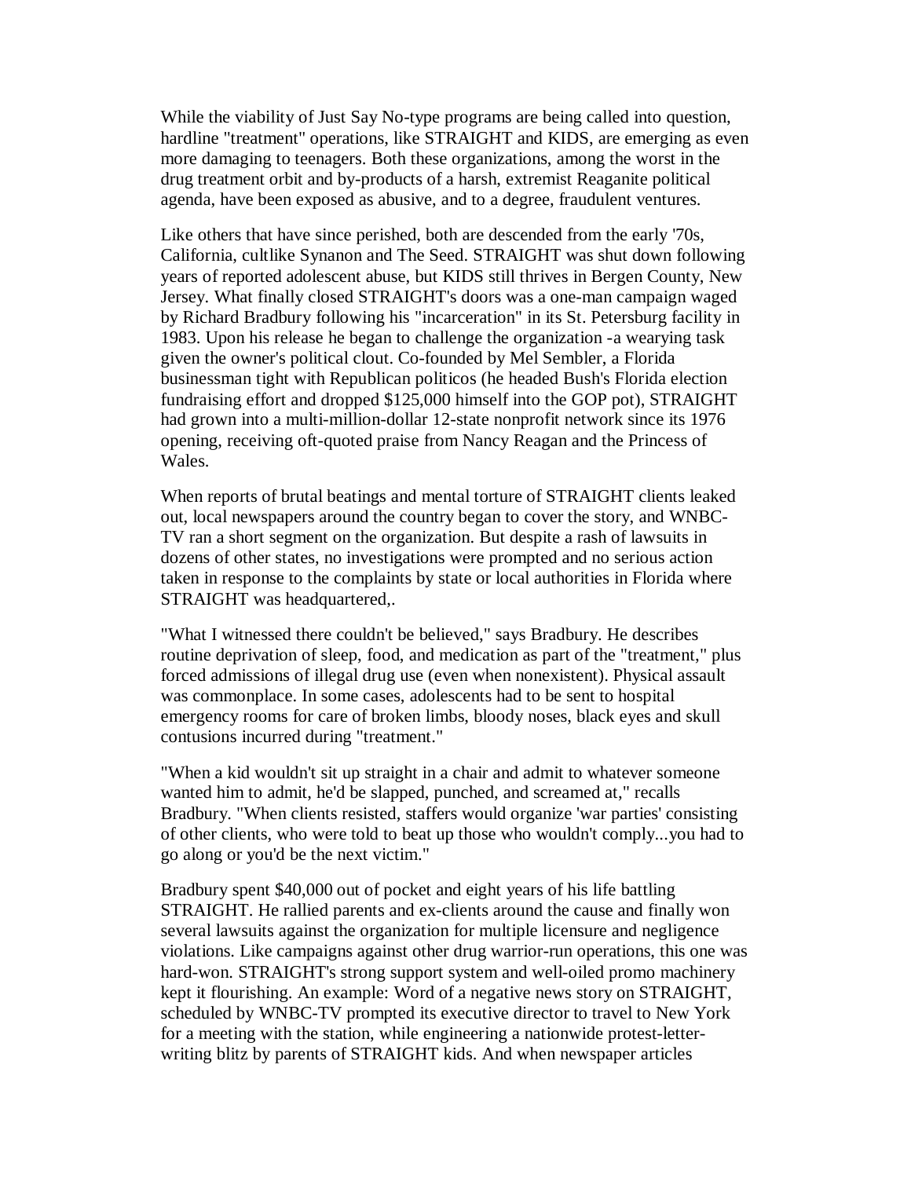While the viability of Just Say No-type programs are being called into question, hardline "treatment" operations, like STRAIGHT and KIDS, are emerging as even more damaging to teenagers. Both these organizations, among the worst in the drug treatment orbit and by-products of a harsh, extremist Reaganite political agenda, have been exposed as abusive, and to a degree, fraudulent ventures.

Like others that have since perished, both are descended from the early '70s, California, cultlike Synanon and The Seed. STRAIGHT was shut down following years of reported adolescent abuse, but KIDS still thrives in Bergen County, New Jersey. What finally closed STRAIGHT's doors was a one-man campaign waged by Richard Bradbury following his "incarceration" in its St. Petersburg facility in 1983. Upon his release he began to challenge the organization -a wearying task given the owner's political clout. Co-founded by Mel Sembler, a Florida businessman tight with Republican politicos (he headed Bush's Florida election fundraising effort and dropped $125,000 himself into the GOP pot), STRAIGHT had grown into a multi-million-dollar 12-state nonprofit network since its 1976 opening, receiving oft-quoted praise from Nancy Reagan and the Princess of Wales.

When reports of brutal beatings and mental torture of STRAIGHT clients leaked out, local newspapers around the country began to cover the story, and WNBC-TV ran a short segment on the organization. But despite a rash of lawsuits in dozens of other states, no investigations were prompted and no serious action taken in response to the complaints by state or local authorities in Florida where STRAIGHT was headquartered,.

"What I witnessed there couldn't be believed," says Bradbury. He describes routine deprivation of sleep, food, and medication as part of the "treatment," plus forced admissions of illegal drug use (even when nonexistent). Physical assault was commonplace. In some cases, adolescents had to be sent to hospital emergency rooms for care of broken limbs, bloody noses, black eyes and skull contusions incurred during "treatment."

"When a kid wouldn't sit up straight in a chair and admit to whatever someone wanted him to admit, he'd be slapped, punched, and screamed at," recalls Bradbury. "When clients resisted, staffers would organize 'war parties' consisting of other clients, who were told to beat up those who wouldn't comply...you had to go along or you'd be the next victim."

Bradbury spent $40,000 out of pocket and eight years of his life battling STRAIGHT. He rallied parents and ex-clients around the cause and finally won several lawsuits against the organization for multiple licensure and negligence violations. Like campaigns against other drug warrior-run operations, this one was hard-won. STRAIGHT's strong support system and well-oiled promo machinery kept it flourishing. An example: Word of a negative news story on STRAIGHT, scheduled by WNBC-TV prompted its executive director to travel to New York for a meeting with the station, while engineering a nationwide protest-letter-writing blitz by parents of STRAIGHT kids. And when newspaper articles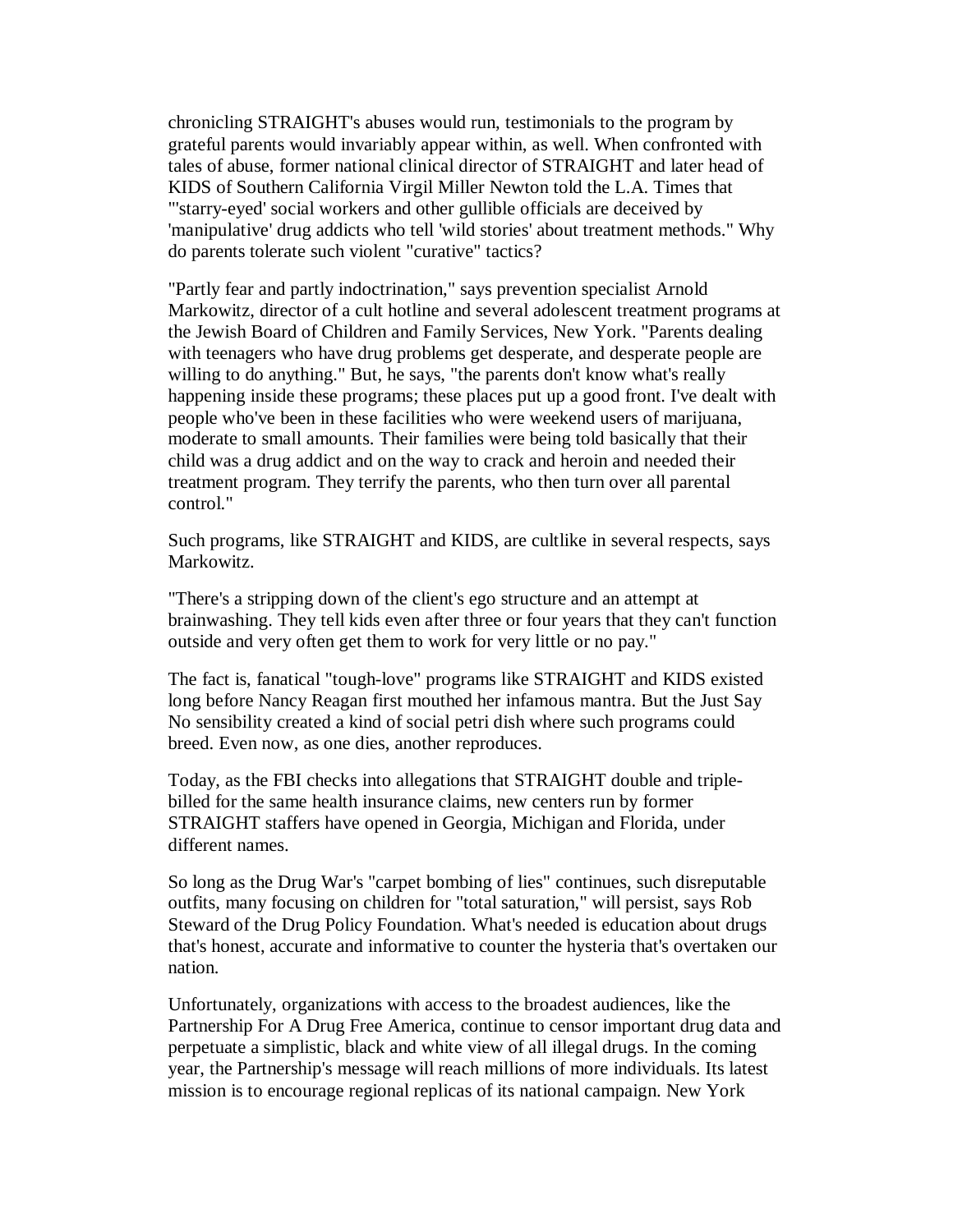chronicling STRAIGHT's abuses would run, testimonials to the program by grateful parents would invariably appear within, as well. When confronted with tales of abuse, former national clinical director of STRAIGHT and later head of KIDS of Southern California Virgil Miller Newton told the L.A. Times that "'starry-eyed' social workers and other gullible officials are deceived by 'manipulative' drug addicts who tell 'wild stories' about treatment methods." Why do parents tolerate such violent "curative" tactics?

"Partly fear and partly indoctrination," says prevention specialist Arnold Markowitz, director of a cult hotline and several adolescent treatment programs at the Jewish Board of Children and Family Services, New York. "Parents dealing with teenagers who have drug problems get desperate, and desperate people are willing to do anything." But, he says, "the parents don't know what's really happening inside these programs; these places put up a good front. I've dealt with people who've been in these facilities who were weekend users of marijuana, moderate to small amounts. Their families were being told basically that their child was a drug addict and on the way to crack and heroin and needed their treatment program. They terrify the parents, who then turn over all parental control."

Such programs, like STRAIGHT and KIDS, are cultlike in several respects, says Markowitz.

"There's a stripping down of the client's ego structure and an attempt at brainwashing. They tell kids even after three or four years that they can't function outside and very often get them to work for very little or no pay."

The fact is, fanatical "tough-love" programs like STRAIGHT and KIDS existed long before Nancy Reagan first mouthed her infamous mantra. But the Just Say No sensibility created a kind of social petri dish where such programs could breed. Even now, as one dies, another reproduces.

Today, as the FBI checks into allegations that STRAIGHT double and triple-billed for the same health insurance claims, new centers run by former STRAIGHT staffers have opened in Georgia, Michigan and Florida, under different names.

So long as the Drug War's "carpet bombing of lies" continues, such disreputable outfits, many focusing on children for "total saturation," will persist, says Rob Steward of the Drug Policy Foundation. What's needed is education about drugs that's honest, accurate and informative to counter the hysteria that's overtaken our nation.

Unfortunately, organizations with access to the broadest audiences, like the Partnership For A Drug Free America, continue to censor important drug data and perpetuate a simplistic, black and white view of all illegal drugs. In the coming year, the Partnership's message will reach millions of more individuals. Its latest mission is to encourage regional replicas of its national campaign. New York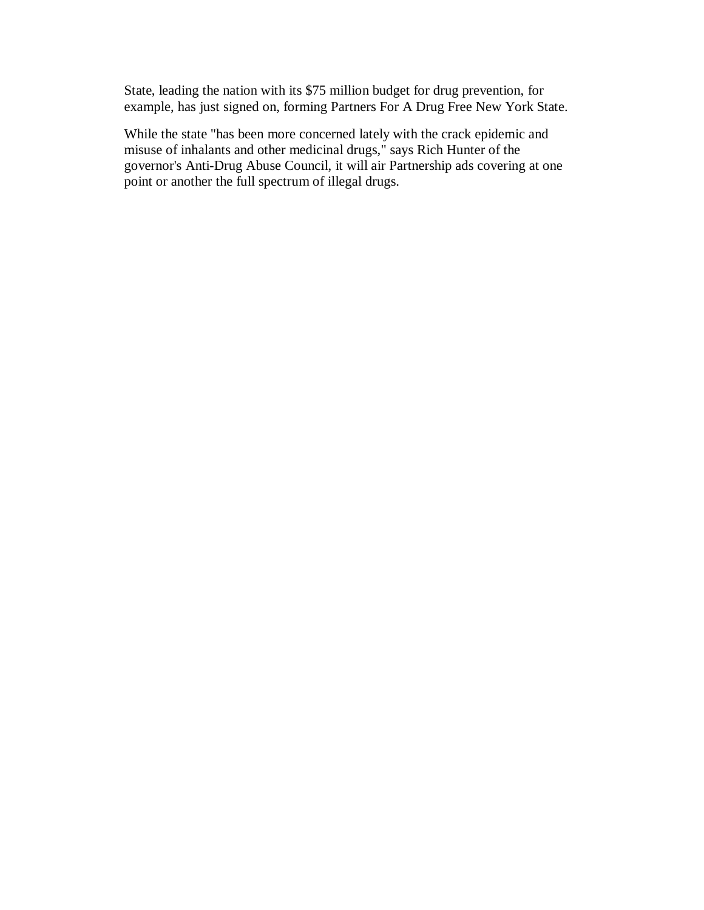State, leading the nation with its $75 million budget for drug prevention, for example, has just signed on, forming Partners For A Drug Free New York State.

While the state "has been more concerned lately with the crack epidemic and misuse of inhalants and other medicinal drugs," says Rich Hunter of the governor's Anti-Drug Abuse Council, it will air Partnership ads covering at one point or another the full spectrum of illegal drugs.